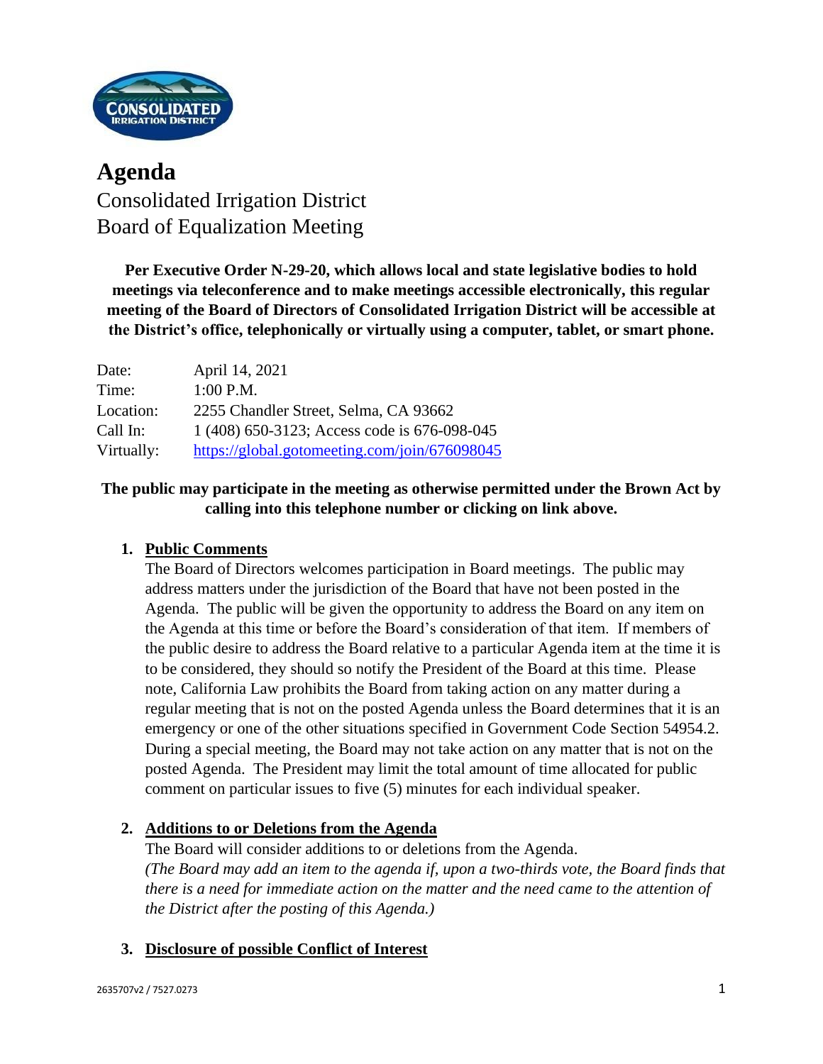# Agenda

Consolidated Irrigation District
Board of Equalization Meeting

**Per Executive Order N-29-20, which allows local and state legislative bodies to hold meetings via teleconference and to make meetings accessible electronically, this regular meeting of the Board of Directors of Consolidated Irrigation District will be accessible at the District's office, telephonically or virtually using a computer, tablet, or smart phone.**

| | |
|---|---|
| Date: | April 14, 2021 |
| Time: | 1:00 P.M. |
| Location: | 2255 Chandler Street, Selma, CA 93662 |
| Call In: | 1 (408) 650-3123; Access code is 676-098-045 |
| Virtually: | https://global.gotomeeting.com/join/676098045 |

**The public may participate in the meeting as otherwise permitted under the Brown Act by calling into this telephone number or clicking on link above.**

1. **Public Comments**
   The Board of Directors welcomes participation in Board meetings. The public may address matters under the jurisdiction of the Board that have not been posted in the Agenda. The public will be given the opportunity to address the Board on any item on the Agenda at this time or before the Board's consideration of that item. If members of the public desire to address the Board relative to a particular Agenda item at the time it is to be considered, they should so notify the President of the Board at this time. Please note, California Law prohibits the Board from taking action on any matter during a regular meeting that is not on the posted Agenda unless the Board determines that it is an emergency or one of the other situations specified in Government Code Section 54954.2. During a special meeting, the Board may not take action on any matter that is not on the posted Agenda. The President may limit the total amount of time allocated for public comment on particular issues to five (5) minutes for each individual speaker.

2. **Additions to or Deletions from the Agenda**
   The Board will consider additions to or deletions from the Agenda.
   *(The Board may add an item to the agenda if, upon a two-thirds vote, the Board finds that there is a need for immediate action on the matter and the need came to the attention of the District after the posting of this Agenda.)*

3. **Disclosure of possible Conflict of Interest**

2635707v2 / 7527.0273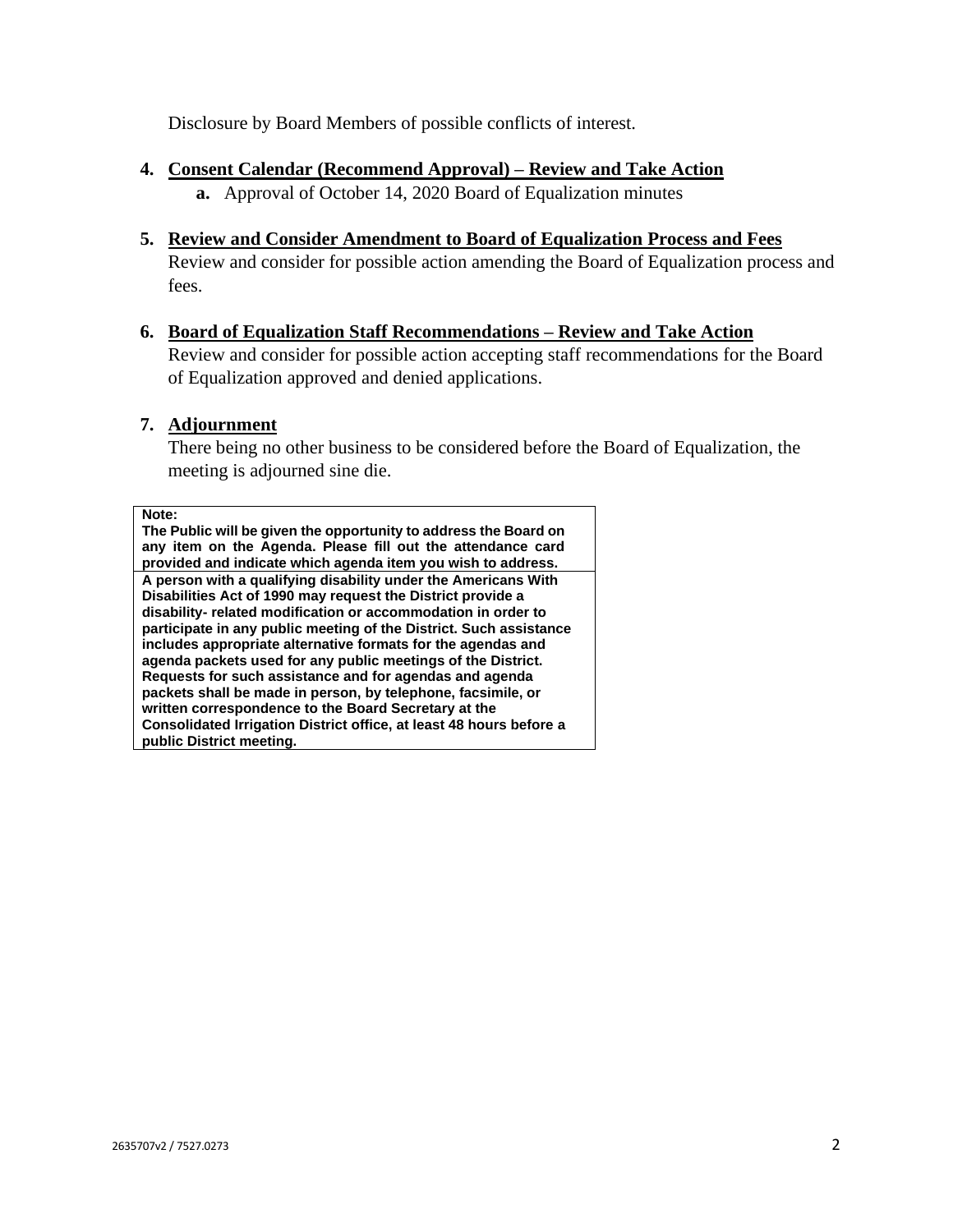Disclosure by Board Members of possible conflicts of interest.

4. **Consent Calendar (Recommend Approval) – Review and Take Action**
   - **a.** Approval of October 14, 2020 Board of Equalization minutes

5. **Review and Consider Amendment to Board of Equalization Process and Fees**
   Review and consider for possible action amending the Board of Equalization process and fees.

6. **Board of Equalization Staff Recommendations – Review and Take Action**
   Review and consider for possible action accepting staff recommendations for the Board of Equalization approved and denied applications.

7. **Adjournment**
   There being no other business to be considered before the Board of Equalization, the meeting is adjourned sine die.

**Note:**
**The Public will be given the opportunity to address the Board on any item on the Agenda. Please fill out the attendance card provided and indicate which agenda item you wish to address.**

**A person with a qualifying disability under the Americans With Disabilities Act of 1990 may request the District provide a disability- related modification or accommodation in order to participate in any public meeting of the District. Such assistance includes appropriate alternative formats for the agendas and agenda packets used for any public meetings of the District. Requests for such assistance and for agendas and agenda packets shall be made in person, by telephone, facsimile, or written correspondence to the Board Secretary at the Consolidated Irrigation District office, at least 48 hours before a public District meeting.**

2635707v2 / 7527.0273